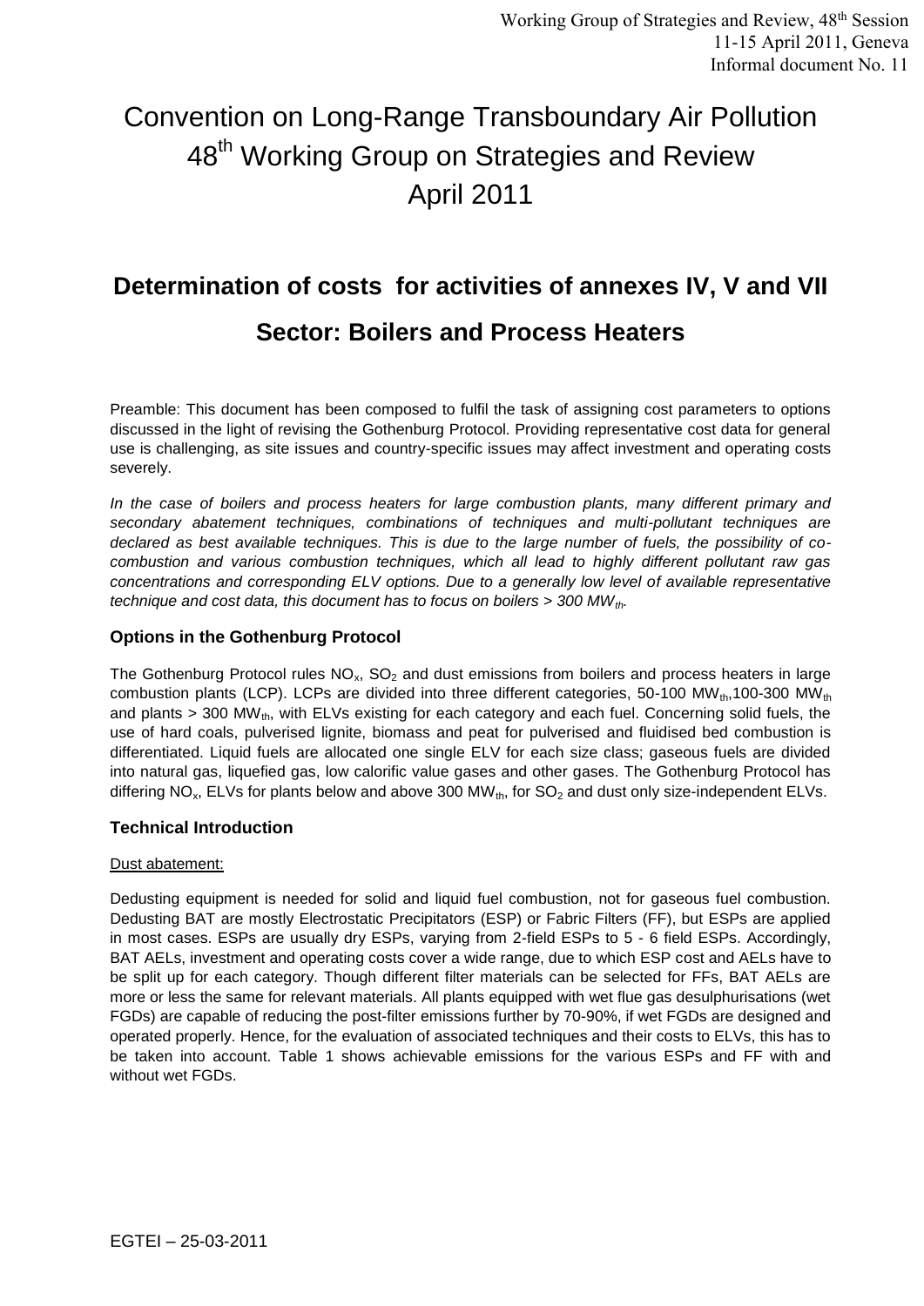# Convention on Long-Range Transboundary Air Pollution
# 48[th] Working Group on Strategies and Review
# April 2011

## Determination of costs for activities of annexes IV, V and VII

## Sector: Boilers and Process Heaters

Preamble: This document has been composed to fulfil the task of assigning cost parameters to options discussed in the light of revising the Gothenburg Protocol. Providing representative cost data for general use is challenging, as site issues and country-specific issues may affect investment and operating costs severely.

*In the case of boilers and process heaters for large combustion plants, many different primary and secondary abatement techniques, combinations of techniques and multi-pollutant techniques are declared as best available techniques. This is due to the large number of fuels, the possibility of co-combustion and various combustion techniques, which all lead to highly different pollutant raw gas concentrations and corresponding ELV options. Due to a generally low level of available representative technique and cost data, this document has to focus on boilers > 300 $MW_{th}$.*

### Options in the Gothenburg Protocol

The Gothenburg Protocol rules $NO_x$, $SO_2$ and dust emissions from boilers and process heaters in large combustion plants (LCP). LCPs are divided into three different categories, 50-100 $MW_{th}$,100-300 $MW_{th}$ and plants > 300 $MW_{th}$, with ELVs existing for each category and each fuel. Concerning solid fuels, the use of hard coals, pulverised lignite, biomass and peat for pulverised and fluidised bed combustion is differentiated. Liquid fuels are allocated one single ELV for each size class; gaseous fuels are divided into natural gas, liquefied gas, low calorific value gases and other gases. The Gothenburg Protocol has differing $NO_x$, ELVs for plants below and above 300 $MW_{th}$, for $SO_2$ and dust only size-independent ELVs.

### Technical Introduction

Dust abatement:

Dedusting equipment is needed for solid and liquid fuel combustion, not for gaseous fuel combustion. Dedusting BAT are mostly Electrostatic Precipitators (ESP) or Fabric Filters (FF), but ESPs are applied in most cases. ESPs are usually dry ESPs, varying from 2-field ESPs to 5 - 6 field ESPs. Accordingly, BAT AELs, investment and operating costs cover a wide range, due to which ESP cost and AELs have to be split up for each category. Though different filter materials can be selected for FFs, BAT AELs are more or less the same for relevant materials. All plants equipped with wet flue gas desulphurisations (wet FGDs) are capable of reducing the post-filter emissions further by 70-90%, if wet FGDs are designed and operated properly. Hence, for the evaluation of associated techniques and their costs to ELVs, this has to be taken into account. Table 1 shows achievable emissions for the various ESPs and FF with and without wet FGDs.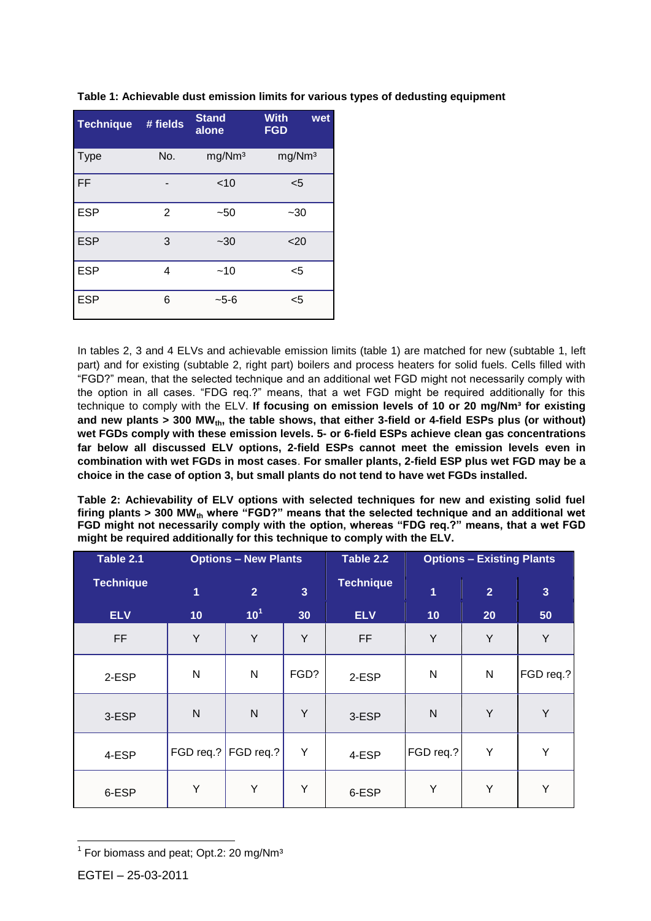**Table 1: Achievable dust emission limits for various types of dedusting equipment**

| Technique | # fields | Stand alone | With wet FGD |
|---|---|---|---|
| Type | No. | mg/Nm³ | mg/Nm³ |
| FF | - | <10 | <5 |
| ESP | 2 | ~50 | ~30 |
| ESP | 3 | ~30 | <20 |
| ESP | 4 | ~10 | <5 |
| ESP | 6 | ~5-6 | <5 |

In tables 2, 3 and 4 ELVs and achievable emission limits (table 1) are matched for new (subtable 1, left part) and for existing (subtable 2, right part) boilers and process heaters for solid fuels. Cells filled with "FGD?" mean, that the selected technique and an additional wet FGD might not necessarily comply with the option in all cases. "FDG req.?" means, that a wet FGD might be required additionally for this technique to comply with the ELV. **If focusing on emission levels of 10 or 20 mg/Nm³ for existing and new plants > 300 $MW_{th}$, the table shows, that either 3-field or 4-field ESPs plus (or without) wet FGDs comply with these emission levels. 5- or 6-field ESPs achieve clean gas concentrations far below all discussed ELV options, 2-field ESPs cannot meet the emission levels even in combination with wet FGDs in most cases**. **For smaller plants, 2-field ESP plus wet FGD may be a choice in the case of option 3, but small plants do not tend to have wet FGDs installed.**

**Table 2: Achievability of ELV options with selected techniques for new and existing solid fuel firing plants > 300 $MW_{th}$ where "FGD?" means that the selected technique and an additional wet FGD might not necessarily comply with the option, whereas "FDG req.?" means, that a wet FGD might be required additionally for this technique to comply with the ELV.**

| Table 2.1 | Options – New Plants | | | Table 2.2 | Options – Existing Plants | | |
|---|---|---|---|---|---|---|---|
| Technique | 1 | 2 | 3 | Technique | 1 | 2 | 3 |
| ELV | 10 | 10[1] | 30 | ELV | 10 | 20 | 50 |
| FF | Y | Y | Y | FF | Y | Y | Y |
| 2-ESP | N | N | FGD? | 2-ESP | N | N | FGD req.? |
| 3-ESP | N | N | Y | 3-ESP | N | Y | Y |
| 4-ESP | FGD req.? | FGD req.? | Y | 4-ESP | FGD req.? | Y | Y |
| 6-ESP | Y | Y | Y | 6-ESP | Y | Y | Y |

[1] For biomass and peat; Opt.2: 20 mg/Nm³

EGTEI – 25-03-2011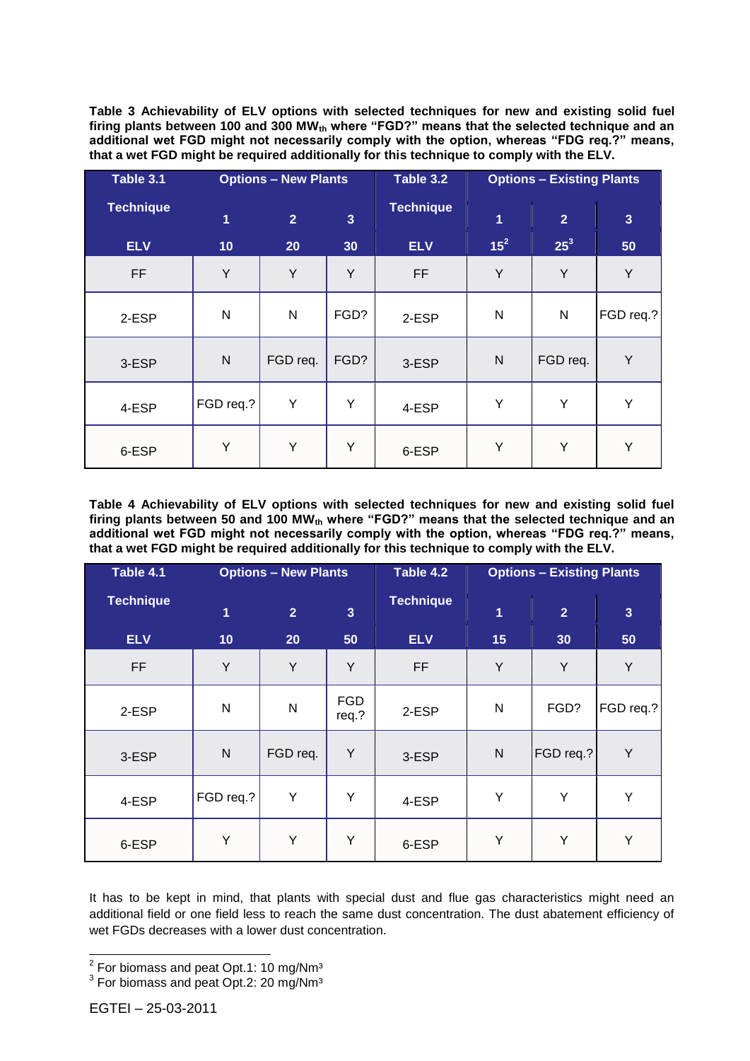**Table 3 Achievability of ELV options with selected techniques for new and existing solid fuel firing plants between 100 and 300 $MW_{th}$ where "FGD?" means that the selected technique and an additional wet FGD might not necessarily comply with the option, whereas "FDG req.?" means, that a wet FGD might be required additionally for this technique to comply with the ELV.**

| Table 3.1 | Options – New Plants | | | Table 3.2 | Options – Existing Plants | | |
|---|---|---|---|---|---|---|---|
| Technique | 1 | 2 | 3 | Technique | 1 | 2 | 3 |
| ELV | 10 | 20 | 30 | ELV | 15[2] | 25[3] | 50 |
| FF | Y | Y | Y | FF | Y | Y | Y |
| 2-ESP | N | N | FGD? | 2-ESP | N | N | FGD req.? |
| 3-ESP | N | FGD req. | FGD? | 3-ESP | N | FGD req. | Y |
| 4-ESP | FGD req.? | Y | Y | 4-ESP | Y | Y | Y |
| 6-ESP | Y | Y | Y | 6-ESP | Y | Y | Y |

**Table 4 Achievability of ELV options with selected techniques for new and existing solid fuel firing plants between 50 and 100 $MW_{th}$ where "FGD?" means that the selected technique and an additional wet FGD might not necessarily comply with the option, whereas "FDG req.?" means, that a wet FGD might be required additionally for this technique to comply with the ELV.**

| Table 4.1 | Options – New Plants | | | Table 4.2 | Options – Existing Plants | | |
|---|---|---|---|---|---|---|---|
| Technique | 1 | 2 | 3 | Technique | 1 | 2 | 3 |
| ELV | 10 | 20 | 50 | ELV | 15 | 30 | 50 |
| FF | Y | Y | Y | FF | Y | Y | Y |
| 2-ESP | N | N | FGD req.? | 2-ESP | N | FGD? | FGD req.? |
| 3-ESP | N | FGD req. | Y | 3-ESP | N | FGD req.? | Y |
| 4-ESP | FGD req.? | Y | Y | 4-ESP | Y | Y | Y |
| 6-ESP | Y | Y | Y | 6-ESP | Y | Y | Y |

It has to be kept in mind, that plants with special dust and flue gas characteristics might need an additional field or one field less to reach the same dust concentration. The dust abatement efficiency of wet FGDs decreases with a lower dust concentration.

[2] For biomass and peat Opt.1: 10 mg/Nm³

[3] For biomass and peat Opt.2: 20 mg/Nm³

EGTEI – 25-03-2011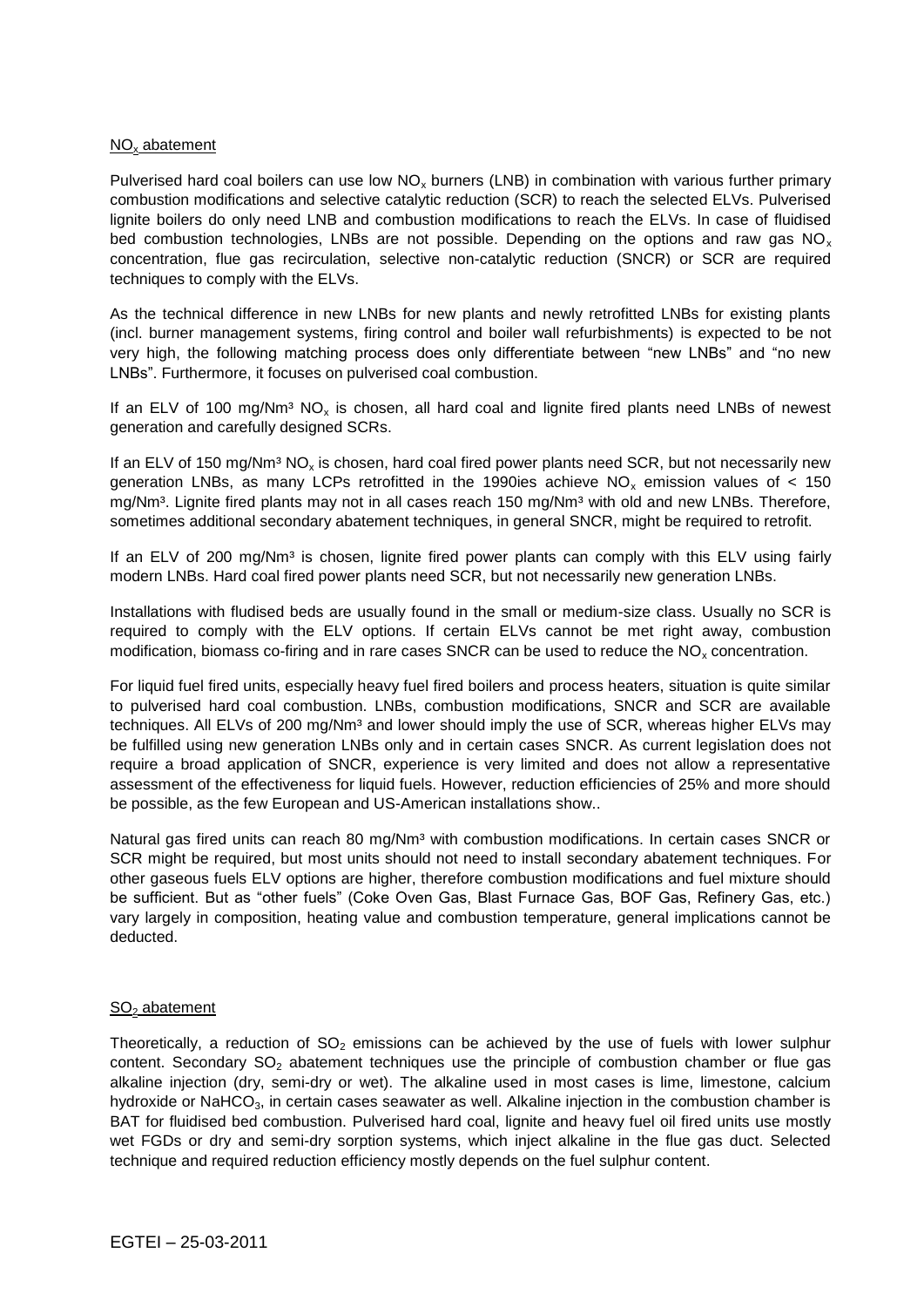## $NO_x$ abatement

Pulverised hard coal boilers can use low $NO_x$ burners (LNB) in combination with various further primary combustion modifications and selective catalytic reduction (SCR) to reach the selected ELVs. Pulverised lignite boilers do only need LNB and combustion modifications to reach the ELVs. In case of fluidised bed combustion technologies, LNBs are not possible. Depending on the options and raw gas $NO_x$ concentration, flue gas recirculation, selective non-catalytic reduction (SNCR) or SCR are required techniques to comply with the ELVs.

As the technical difference in new LNBs for new plants and newly retrofitted LNBs for existing plants (incl. burner management systems, firing control and boiler wall refurbishments) is expected to be not very high, the following matching process does only differentiate between "new LNBs" and "no new LNBs". Furthermore, it focuses on pulverised coal combustion.

If an ELV of 100 mg/Nm³ $NO_x$ is chosen, all hard coal and lignite fired plants need LNBs of newest generation and carefully designed SCRs.

If an ELV of 150 mg/Nm³ $NO_x$ is chosen, hard coal fired power plants need SCR, but not necessarily new generation LNBs, as many LCPs retrofitted in the 1990ies achieve $NO_x$ emission values of < 150 mg/Nm³. Lignite fired plants may not in all cases reach 150 mg/Nm³ with old and new LNBs. Therefore, sometimes additional secondary abatement techniques, in general SNCR, might be required to retrofit.

If an ELV of 200 mg/Nm³ is chosen, lignite fired power plants can comply with this ELV using fairly modern LNBs. Hard coal fired power plants need SCR, but not necessarily new generation LNBs.

Installations with fludised beds are usually found in the small or medium-size class. Usually no SCR is required to comply with the ELV options. If certain ELVs cannot be met right away, combustion modification, biomass co-firing and in rare cases SNCR can be used to reduce the $NO_x$ concentration.

For liquid fuel fired units, especially heavy fuel fired boilers and process heaters, situation is quite similar to pulverised hard coal combustion. LNBs, combustion modifications, SNCR and SCR are available techniques. All ELVs of 200 mg/Nm³ and lower should imply the use of SCR, whereas higher ELVs may be fulfilled using new generation LNBs only and in certain cases SNCR. As current legislation does not require a broad application of SNCR, experience is very limited and does not allow a representative assessment of the effectiveness for liquid fuels. However, reduction efficiencies of 25% and more should be possible, as the few European and US-American installations show..

Natural gas fired units can reach 80 mg/Nm³ with combustion modifications. In certain cases SNCR or SCR might be required, but most units should not need to install secondary abatement techniques. For other gaseous fuels ELV options are higher, therefore combustion modifications and fuel mixture should be sufficient. But as "other fuels" (Coke Oven Gas, Blast Furnace Gas, BOF Gas, Refinery Gas, etc.) vary largely in composition, heating value and combustion temperature, general implications cannot be deducted.

## $SO_2$ abatement

Theoretically, a reduction of $SO_2$ emissions can be achieved by the use of fuels with lower sulphur content. Secondary $SO_2$ abatement techniques use the principle of combustion chamber or flue gas alkaline injection (dry, semi-dry or wet). The alkaline used in most cases is lime, limestone, calcium hydroxide or $NaHCO_3$, in certain cases seawater as well. Alkaline injection in the combustion chamber is BAT for fluidised bed combustion. Pulverised hard coal, lignite and heavy fuel oil fired units use mostly wet FGDs or dry and semi-dry sorption systems, which inject alkaline in the flue gas duct. Selected technique and required reduction efficiency mostly depends on the fuel sulphur content.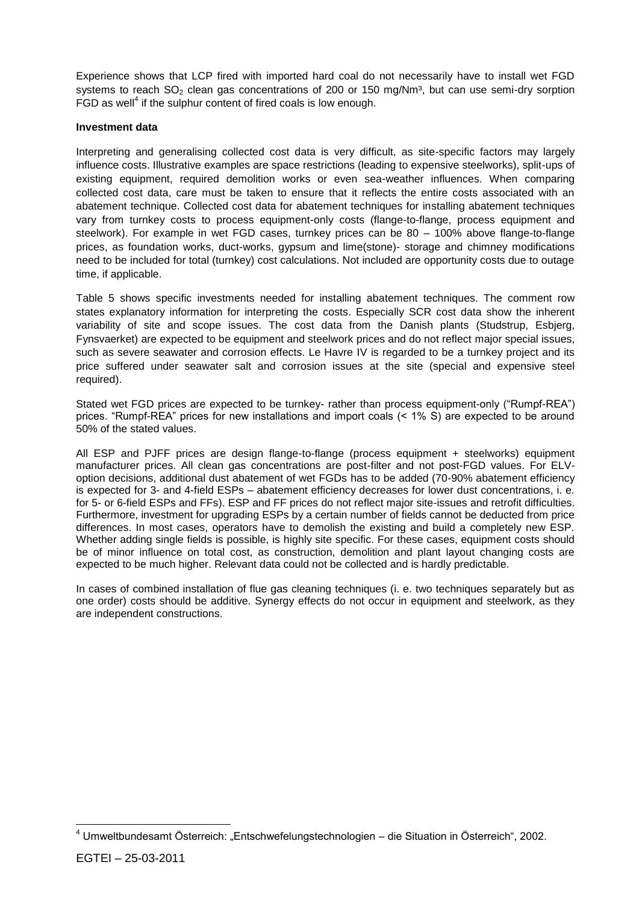Experience shows that LCP fired with imported hard coal do not necessarily have to install wet FGD systems to reach $SO_2$ clean gas concentrations of 200 or 150 mg/Nm³, but can use semi-dry sorption FGD as well[4] if the sulphur content of fired coals is low enough.

**Investment data**

Interpreting and generalising collected cost data is very difficult, as site-specific factors may largely influence costs. Illustrative examples are space restrictions (leading to expensive steelworks), split-ups of existing equipment, required demolition works or even sea-weather influences. When comparing collected cost data, care must be taken to ensure that it reflects the entire costs associated with an abatement technique. Collected cost data for abatement techniques for installing abatement techniques vary from turnkey costs to process equipment-only costs (flange-to-flange, process equipment and steelwork). For example in wet FGD cases, turnkey prices can be 80 – 100% above flange-to-flange prices, as foundation works, duct-works, gypsum and lime(stone)- storage and chimney modifications need to be included for total (turnkey) cost calculations. Not included are opportunity costs due to outage time, if applicable.

Table 5 shows specific investments needed for installing abatement techniques. The comment row states explanatory information for interpreting the costs. Especially SCR cost data show the inherent variability of site and scope issues. The cost data from the Danish plants (Studstrup, Esbjerg, Fynsvaerket) are expected to be equipment and steelwork prices and do not reflect major special issues, such as severe seawater and corrosion effects. Le Havre IV is regarded to be a turnkey project and its price suffered under seawater salt and corrosion issues at the site (special and expensive steel required).

Stated wet FGD prices are expected to be turnkey- rather than process equipment-only ("Rumpf-REA") prices. "Rumpf-REA" prices for new installations and import coals (< 1% S) are expected to be around 50% of the stated values.

All ESP and PJFF prices are design flange-to-flange (process equipment + steelworks) equipment manufacturer prices. All clean gas concentrations are post-filter and not post-FGD values. For ELV-option decisions, additional dust abatement of wet FGDs has to be added (70-90% abatement efficiency is expected for 3- and 4-field ESPs – abatement efficiency decreases for lower dust concentrations, i. e. for 5- or 6-field ESPs and FFs). ESP and FF prices do not reflect major site-issues and retrofit difficulties. Furthermore, investment for upgrading ESPs by a certain number of fields cannot be deducted from price differences. In most cases, operators have to demolish the existing and build a completely new ESP. Whether adding single fields is possible, is highly site specific. For these cases, equipment costs should be of minor influence on total cost, as construction, demolition and plant layout changing costs are expected to be much higher. Relevant data could not be collected and is hardly predictable.

In cases of combined installation of flue gas cleaning techniques (i. e. two techniques separately but as one order) costs should be additive. Synergy effects do not occur in equipment and steelwork, as they are independent constructions.

[4] Umweltbundesamt Österreich: „Entschwefelungstechnologien – die Situation in Österreich", 2002.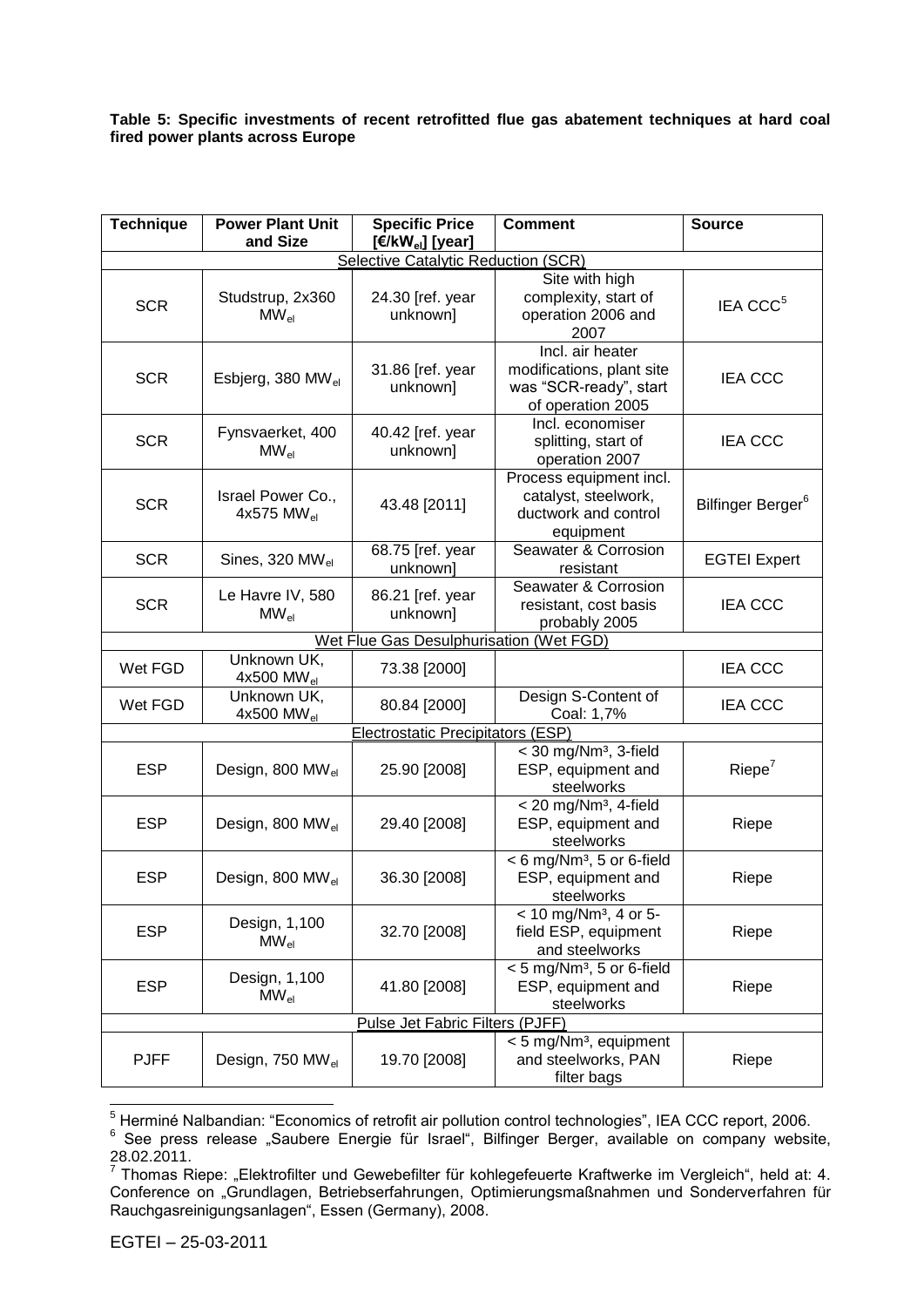**Table 5: Specific investments of recent retrofitted flue gas abatement techniques at hard coal fired power plants across Europe**

| Technique | Power Plant Unit and Size | Specific Price [€/kW$_{el}$] [year] | Comment | Source |
|---|---|---|---|---|
| Selective Catalytic Reduction (SCR) | | | | |
| SCR | Studstrup, 2x360 MW$_{el}$ | 24.30 [ref. year unknown] | Site with high complexity, start of operation 2006 and 2007 | IEA CCC[5] |
| SCR | Esbjerg, 380 MW$_{el}$ | 31.86 [ref. year unknown] | Incl. air heater modifications, plant site was "SCR-ready", start of operation 2005 | IEA CCC |
| SCR | Fynsvaerket, 400 MW$_{el}$ | 40.42 [ref. year unknown] | Incl. economiser splitting, start of operation 2007 | IEA CCC |
| SCR | Israel Power Co., 4x575 MW$_{el}$ | 43.48 [2011] | Process equipment incl. catalyst, steelwork, ductwork and control equipment | Bilfinger Berger[6] |
| SCR | Sines, 320 MW$_{el}$ | 68.75 [ref. year unknown] | Seawater & Corrosion resistant | EGTEI Expert |
| SCR | Le Havre IV, 580 MW$_{el}$ | 86.21 [ref. year unknown] | Seawater & Corrosion resistant, cost basis probably 2005 | IEA CCC |
| Wet Flue Gas Desulphurisation (Wet FGD) | | | | |
| Wet FGD | Unknown UK, 4x500 MW$_{el}$ | 73.38 [2000] | | IEA CCC |
| Wet FGD | Unknown UK, 4x500 MW$_{el}$ | 80.84 [2000] | Design S-Content of Coal: 1,7% | IEA CCC |
| Electrostatic Precipitators (ESP) | | | | |
| ESP | Design, 800 MW$_{el}$ | 25.90 [2008] | < 30 mg/Nm³, 3-field ESP, equipment and steelworks | Riepe[7] |
| ESP | Design, 800 MW$_{el}$ | 29.40 [2008] | < 20 mg/Nm³, 4-field ESP, equipment and steelworks | Riepe |
| ESP | Design, 800 MW$_{el}$ | 36.30 [2008] | < 6 mg/Nm³, 5 or 6-field ESP, equipment and steelworks | Riepe |
| ESP | Design, 1,100 MW$_{el}$ | 32.70 [2008] | < 10 mg/Nm³, 4 or 5-field ESP, equipment and steelworks | Riepe |
| ESP | Design, 1,100 MW$_{el}$ | 41.80 [2008] | < 5 mg/Nm³, 5 or 6-field ESP, equipment and steelworks | Riepe |
| Pulse Jet Fabric Filters (PJFF) | | | | |
| PJFF | Design, 750 MW$_{el}$ | 19.70 [2008] | < 5 mg/Nm³, equipment and steelworks, PAN filter bags | Riepe |

[5] Herminé Nalbandian: "Economics of retrofit air pollution control technologies", IEA CCC report, 2006.

[6] See press release „Saubere Energie für Israel", Bilfinger Berger, available on company website, 28.02.2011.

[7] Thomas Riepe: „Elektrofilter und Gewebefilter für kohlegefeuerte Kraftwerke im Vergleich", held at: 4. Conference on „Grundlagen, Betriebserfahrungen, Optimierungsmaßnahmen und Sonderverfahren für Rauchgasreinigungsanlagen", Essen (Germany), 2008.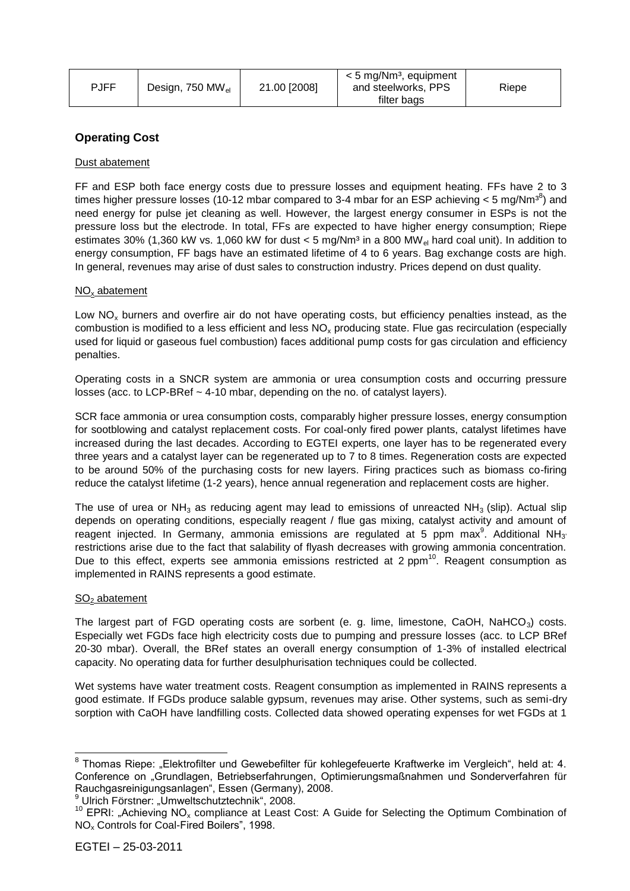| PJFF | Design, 750 $MW_{el}$ | 21.00 [2008] | < 5 mg/Nm³, equipment and steelworks, PPS filter bags | Riepe |
|---|---|---|---|---|

## Operating Cost

Dust abatement

FF and ESP both face energy costs due to pressure losses and equipment heating. FFs have 2 to 3 times higher pressure losses (10-12 mbar compared to 3-4 mbar for an ESP achieving < 5 mg/Nm³[8]) and need energy for pulse jet cleaning as well. However, the largest energy consumer in ESPs is not the pressure loss but the electrode. In total, FFs are expected to have higher energy consumption; Riepe estimates 30% (1,360 kW vs. 1,060 kW for dust < 5 mg/Nm³ in a 800 $MW_{el}$ hard coal unit). In addition to energy consumption, FF bags have an estimated lifetime of 4 to 6 years. Bag exchange costs are high. In general, revenues may arise of dust sales to construction industry. Prices depend on dust quality.

$NO_x$ abatement

Low $NO_x$ burners and overfire air do not have operating costs, but efficiency penalties instead, as the combustion is modified to a less efficient and less $NO_x$ producing state. Flue gas recirculation (especially used for liquid or gaseous fuel combustion) faces additional pump costs for gas circulation and efficiency penalties.

Operating costs in a SNCR system are ammonia or urea consumption costs and occurring pressure losses (acc. to LCP-BRef ~ 4-10 mbar, depending on the no. of catalyst layers).

SCR face ammonia or urea consumption costs, comparably higher pressure losses, energy consumption for sootblowing and catalyst replacement costs. For coal-only fired power plants, catalyst lifetimes have increased during the last decades. According to EGTEI experts, one layer has to be regenerated every three years and a catalyst layer can be regenerated up to 7 to 8 times. Regeneration costs are expected to be around 50% of the purchasing costs for new layers. Firing practices such as biomass co-firing reduce the catalyst lifetime (1-2 years), hence annual regeneration and replacement costs are higher.

The use of urea or $NH_3$ as reducing agent may lead to emissions of unreacted $NH_3$ (slip). Actual slip depends on operating conditions, especially reagent / flue gas mixing, catalyst activity and amount of reagent injected. In Germany, ammonia emissions are regulated at 5 ppm max[9]. Additional $NH_3$ restrictions arise due to the fact that salability of flyash decreases with growing ammonia concentration. Due to this effect, experts see ammonia emissions restricted at 2 ppm[10]. Reagent consumption as implemented in RAINS represents a good estimate.

$SO_2$ abatement

The largest part of FGD operating costs are sorbent (e. g. lime, limestone, CaOH, $NaHCO_3$) costs. Especially wet FGDs face high electricity costs due to pumping and pressure losses (acc. to LCP BRef 20-30 mbar). Overall, the BRef states an overall energy consumption of 1-3% of installed electrical capacity. No operating data for further desulphurisation techniques could be collected.

Wet systems have water treatment costs. Reagent consumption as implemented in RAINS represents a good estimate. If FGDs produce salable gypsum, revenues may arise. Other systems, such as semi-dry sorption with CaOH have landfilling costs. Collected data showed operating expenses for wet FGDs at 1

[8] Thomas Riepe: „Elektrofilter und Gewebefilter für kohlegefeuerte Kraftwerke im Vergleich", held at: 4. Conference on „Grundlagen, Betriebserfahrungen, Optimierungsmaßnahmen und Sonderverfahren für Rauchgasreinigungsanlagen", Essen (Germany), 2008.

[9] Ulrich Förstner: „Umweltschutztechnik", 2008.

[10] EPRI: „Achieving $NO_x$ compliance at Least Cost: A Guide for Selecting the Optimum Combination of $NO_x$ Controls for Coal-Fired Boilers", 1998.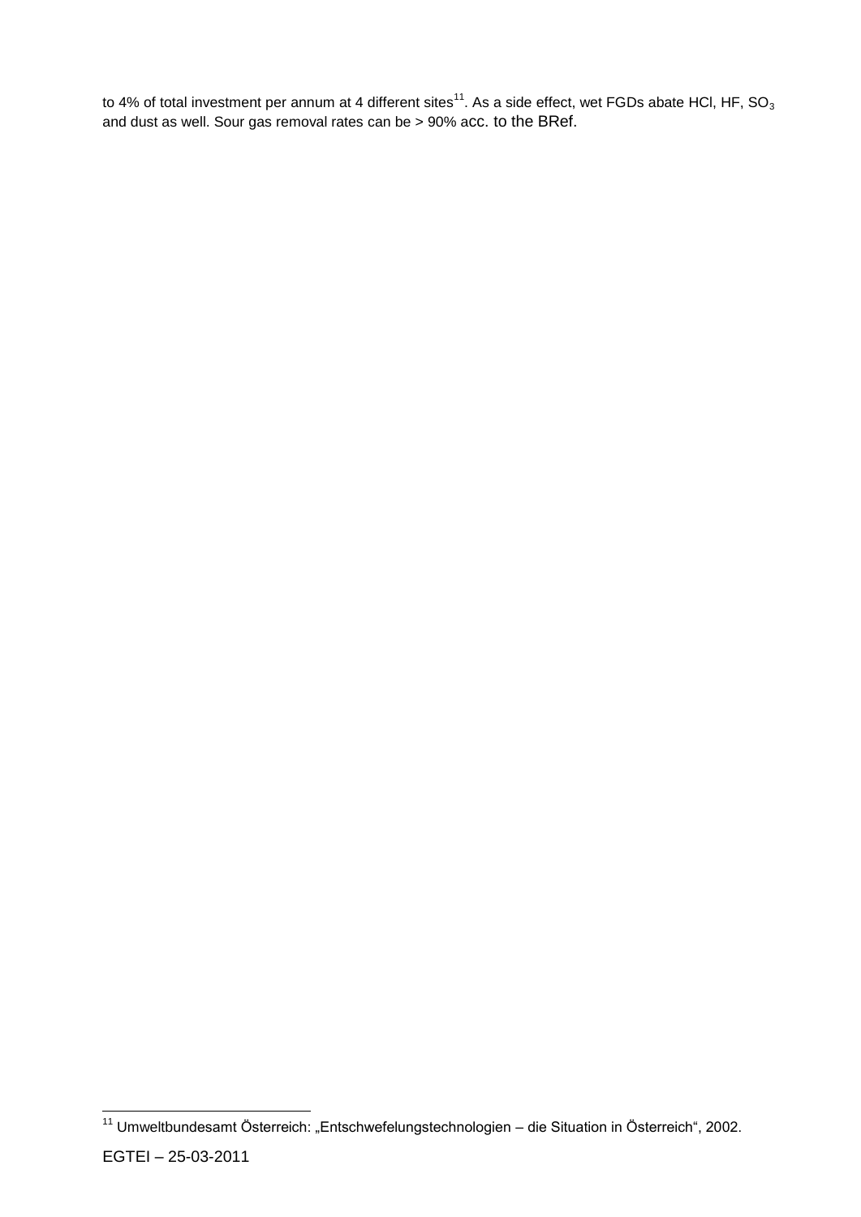to 4% of total investment per annum at 4 different sites[11]. As a side effect, wet FGDs abate HCl, HF, $SO_3$ and dust as well. Sour gas removal rates can be > 90% acc. to the BRef.

[11] Umweltbundesamt Österreich: „Entschwefelungstechnologien – die Situation in Österreich", 2002.